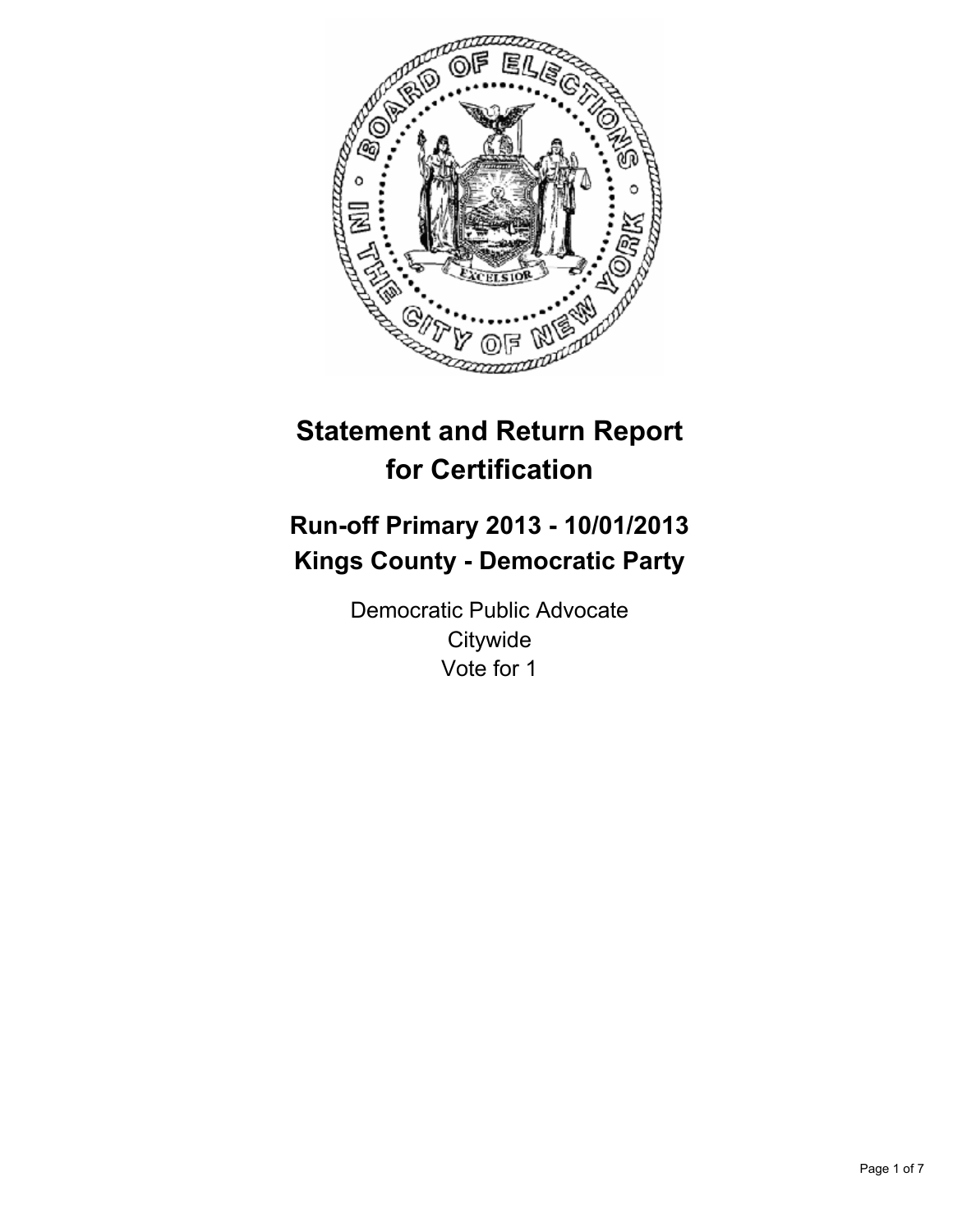# Statement and Return Report for Certification

## Run-off Primary 2013 - 10/01/2013
## Kings County - Democratic Party

Democratic Public Advocate
Citywide
Vote for 1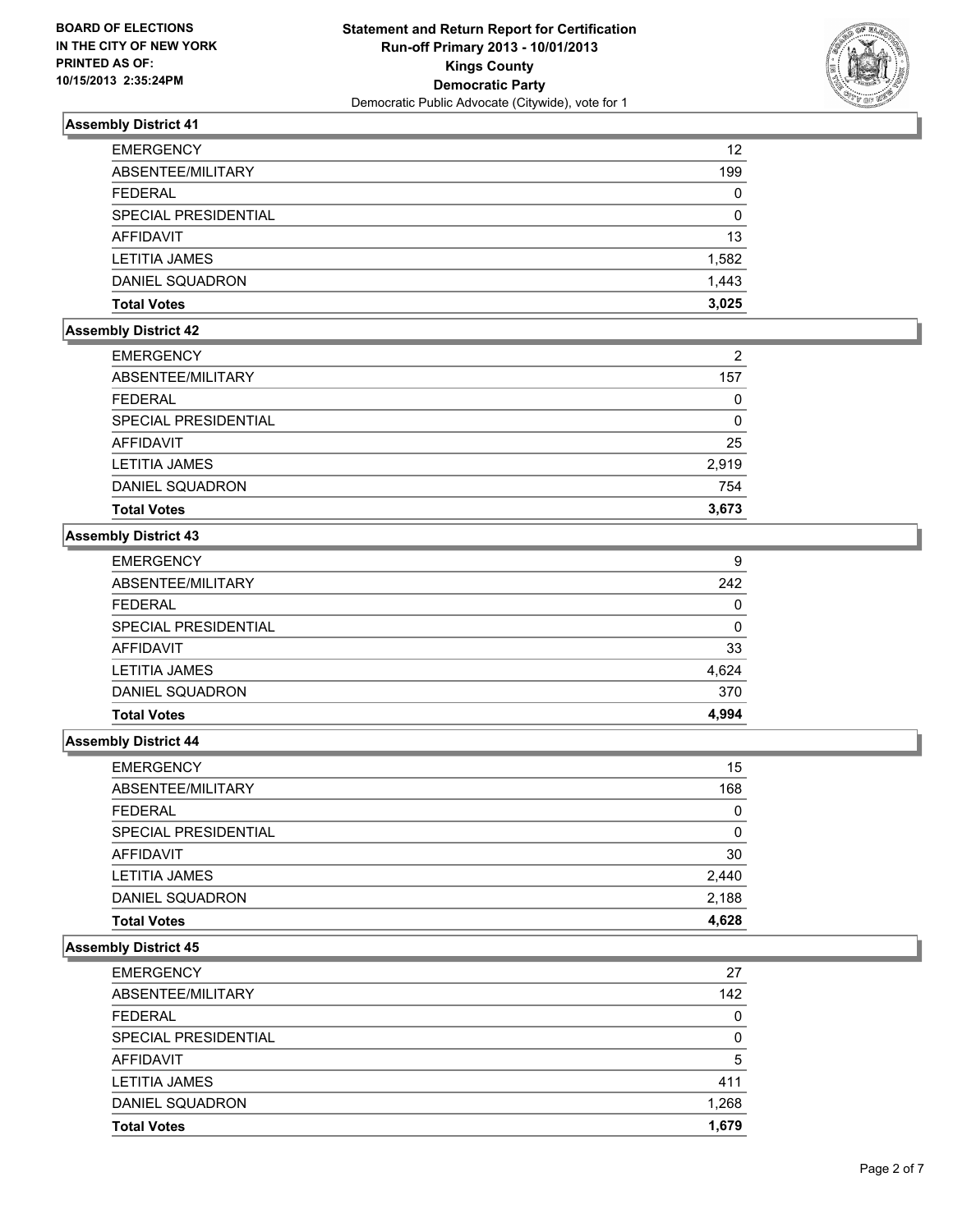**BOARD OF ELECTIONS IN THE CITY OF NEW YORK PRINTED AS OF: 10/15/2013 2:35:24PM**

**Statement and Return Report for Certification Run-off Primary 2013 - 10/01/2013 Kings County Democratic Party**
Democratic Public Advocate (Citywide), vote for 1

### Assembly District 41

| | |
|---|---|
| EMERGENCY | 12 |
| ABSENTEE/MILITARY | 199 |
| FEDERAL | 0 |
| SPECIAL PRESIDENTIAL | 0 |
| AFFIDAVIT | 13 |
| LETITIA JAMES | 1,582 |
| DANIEL SQUADRON | 1,443 |
| **Total Votes** | **3,025** |

### Assembly District 42

| | |
|---|---|
| EMERGENCY | 2 |
| ABSENTEE/MILITARY | 157 |
| FEDERAL | 0 |
| SPECIAL PRESIDENTIAL | 0 |
| AFFIDAVIT | 25 |
| LETITIA JAMES | 2,919 |
| DANIEL SQUADRON | 754 |
| **Total Votes** | **3,673** |

### Assembly District 43

| | |
|---|---|
| EMERGENCY | 9 |
| ABSENTEE/MILITARY | 242 |
| FEDERAL | 0 |
| SPECIAL PRESIDENTIAL | 0 |
| AFFIDAVIT | 33 |
| LETITIA JAMES | 4,624 |
| DANIEL SQUADRON | 370 |
| **Total Votes** | **4,994** |

### Assembly District 44

| | |
|---|---|
| EMERGENCY | 15 |
| ABSENTEE/MILITARY | 168 |
| FEDERAL | 0 |
| SPECIAL PRESIDENTIAL | 0 |
| AFFIDAVIT | 30 |
| LETITIA JAMES | 2,440 |
| DANIEL SQUADRON | 2,188 |
| **Total Votes** | **4,628** |

### Assembly District 45

| | |
|---|---|
| EMERGENCY | 27 |
| ABSENTEE/MILITARY | 142 |
| FEDERAL | 0 |
| SPECIAL PRESIDENTIAL | 0 |
| AFFIDAVIT | 5 |
| LETITIA JAMES | 411 |
| DANIEL SQUADRON | 1,268 |
| **Total Votes** | **1,679** |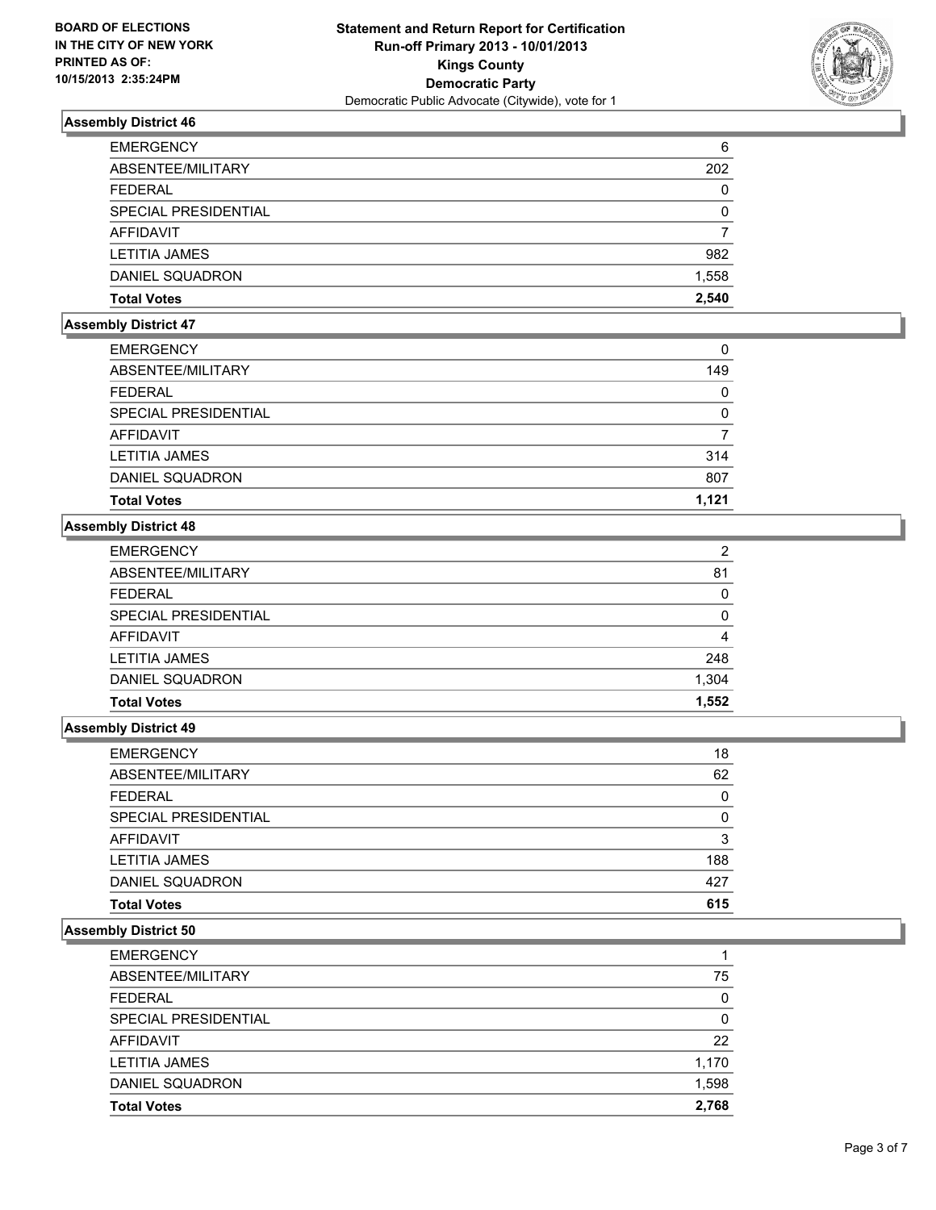BOARD OF ELECTIONS
IN THE CITY OF NEW YORK
PRINTED AS OF:
10/15/2013 2:35:24PM

**Statement and Return Report for Certification**
**Run-off Primary 2013 - 10/01/2013**
**Kings County**
**Democratic Party**
Democratic Public Advocate (Citywide), vote for 1

### Assembly District 46

| | |
|---|---|
| EMERGENCY | 6 |
| ABSENTEE/MILITARY | 202 |
| FEDERAL | 0 |
| SPECIAL PRESIDENTIAL | 0 |
| AFFIDAVIT | 7 |
| LETITIA JAMES | 982 |
| DANIEL SQUADRON | 1,558 |
| **Total Votes** | **2,540** |

### Assembly District 47

| | |
|---|---|
| EMERGENCY | 0 |
| ABSENTEE/MILITARY | 149 |
| FEDERAL | 0 |
| SPECIAL PRESIDENTIAL | 0 |
| AFFIDAVIT | 7 |
| LETITIA JAMES | 314 |
| DANIEL SQUADRON | 807 |
| **Total Votes** | **1,121** |

### Assembly District 48

| | |
|---|---|
| EMERGENCY | 2 |
| ABSENTEE/MILITARY | 81 |
| FEDERAL | 0 |
| SPECIAL PRESIDENTIAL | 0 |
| AFFIDAVIT | 4 |
| LETITIA JAMES | 248 |
| DANIEL SQUADRON | 1,304 |
| **Total Votes** | **1,552** |

### Assembly District 49

| | |
|---|---|
| EMERGENCY | 18 |
| ABSENTEE/MILITARY | 62 |
| FEDERAL | 0 |
| SPECIAL PRESIDENTIAL | 0 |
| AFFIDAVIT | 3 |
| LETITIA JAMES | 188 |
| DANIEL SQUADRON | 427 |
| **Total Votes** | **615** |

### Assembly District 50

| | |
|---|---|
| EMERGENCY | 1 |
| ABSENTEE/MILITARY | 75 |
| FEDERAL | 0 |
| SPECIAL PRESIDENTIAL | 0 |
| AFFIDAVIT | 22 |
| LETITIA JAMES | 1,170 |
| DANIEL SQUADRON | 1,598 |
| **Total Votes** | **2,768** |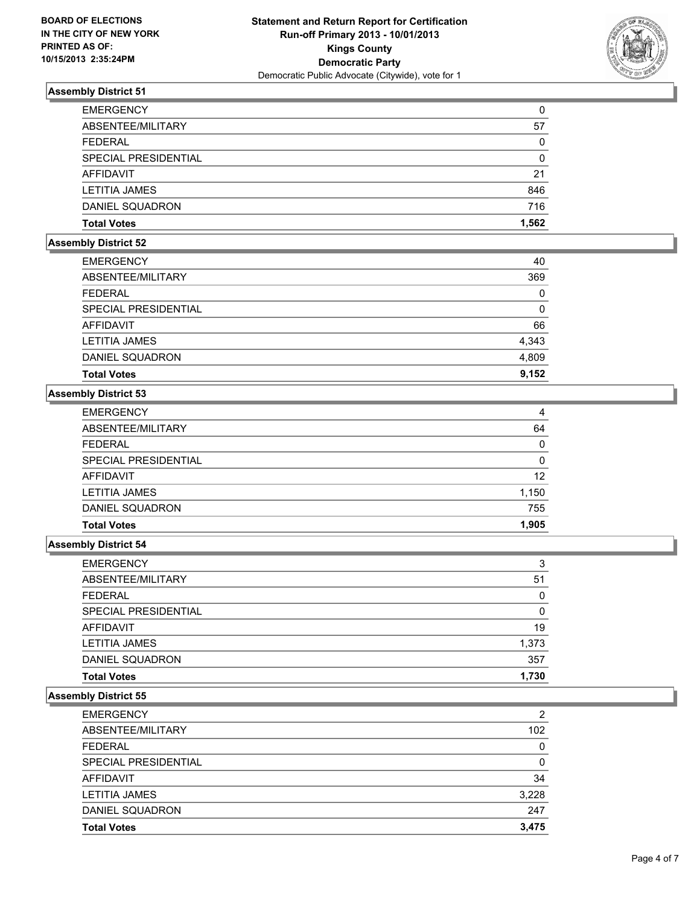BOARD OF ELECTIONS
IN THE CITY OF NEW YORK
PRINTED AS OF:
10/15/2013 2:35:24PM

**Statement and Return Report for Certification**
**Run-off Primary 2013 - 10/01/2013**
**Kings County**
**Democratic Party**
Democratic Public Advocate (Citywide), vote for 1

### Assembly District 51

| | |
|---|---|
| EMERGENCY | 0 |
| ABSENTEE/MILITARY | 57 |
| FEDERAL | 0 |
| SPECIAL PRESIDENTIAL | 0 |
| AFFIDAVIT | 21 |
| LETITIA JAMES | 846 |
| DANIEL SQUADRON | 716 |
| **Total Votes** | **1,562** |

### Assembly District 52

| | |
|---|---|
| EMERGENCY | 40 |
| ABSENTEE/MILITARY | 369 |
| FEDERAL | 0 |
| SPECIAL PRESIDENTIAL | 0 |
| AFFIDAVIT | 66 |
| LETITIA JAMES | 4,343 |
| DANIEL SQUADRON | 4,809 |
| **Total Votes** | **9,152** |

### Assembly District 53

| | |
|---|---|
| EMERGENCY | 4 |
| ABSENTEE/MILITARY | 64 |
| FEDERAL | 0 |
| SPECIAL PRESIDENTIAL | 0 |
| AFFIDAVIT | 12 |
| LETITIA JAMES | 1,150 |
| DANIEL SQUADRON | 755 |
| **Total Votes** | **1,905** |

### Assembly District 54

| | |
|---|---|
| EMERGENCY | 3 |
| ABSENTEE/MILITARY | 51 |
| FEDERAL | 0 |
| SPECIAL PRESIDENTIAL | 0 |
| AFFIDAVIT | 19 |
| LETITIA JAMES | 1,373 |
| DANIEL SQUADRON | 357 |
| **Total Votes** | **1,730** |

### Assembly District 55

| | |
|---|---|
| EMERGENCY | 2 |
| ABSENTEE/MILITARY | 102 |
| FEDERAL | 0 |
| SPECIAL PRESIDENTIAL | 0 |
| AFFIDAVIT | 34 |
| LETITIA JAMES | 3,228 |
| DANIEL SQUADRON | 247 |
| **Total Votes** | **3,475** |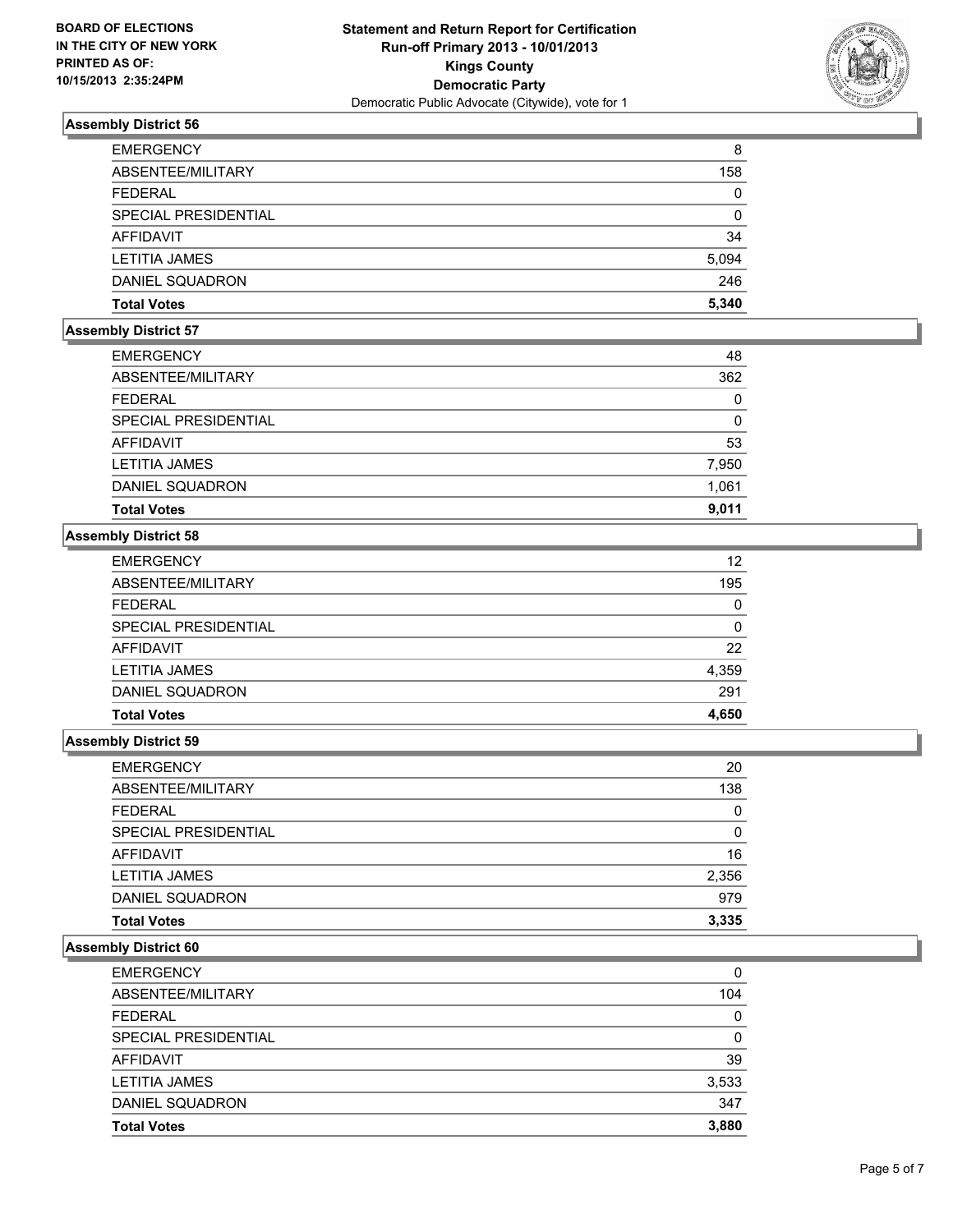**BOARD OF ELECTIONS IN THE CITY OF NEW YORK PRINTED AS OF: 10/15/2013 2:35:24PM**

**Statement and Return Report for Certification Run-off Primary 2013 - 10/01/2013 Kings County Democratic Party**
Democratic Public Advocate (Citywide), vote for 1

### Assembly District 56

| | |
|---|---|
| EMERGENCY | 8 |
| ABSENTEE/MILITARY | 158 |
| FEDERAL | 0 |
| SPECIAL PRESIDENTIAL | 0 |
| AFFIDAVIT | 34 |
| LETITIA JAMES | 5,094 |
| DANIEL SQUADRON | 246 |
| **Total Votes** | **5,340** |

### Assembly District 57

| | |
|---|---|
| EMERGENCY | 48 |
| ABSENTEE/MILITARY | 362 |
| FEDERAL | 0 |
| SPECIAL PRESIDENTIAL | 0 |
| AFFIDAVIT | 53 |
| LETITIA JAMES | 7,950 |
| DANIEL SQUADRON | 1,061 |
| **Total Votes** | **9,011** |

### Assembly District 58

| | |
|---|---|
| EMERGENCY | 12 |
| ABSENTEE/MILITARY | 195 |
| FEDERAL | 0 |
| SPECIAL PRESIDENTIAL | 0 |
| AFFIDAVIT | 22 |
| LETITIA JAMES | 4,359 |
| DANIEL SQUADRON | 291 |
| **Total Votes** | **4,650** |

### Assembly District 59

| | |
|---|---|
| EMERGENCY | 20 |
| ABSENTEE/MILITARY | 138 |
| FEDERAL | 0 |
| SPECIAL PRESIDENTIAL | 0 |
| AFFIDAVIT | 16 |
| LETITIA JAMES | 2,356 |
| DANIEL SQUADRON | 979 |
| **Total Votes** | **3,335** |

### Assembly District 60

| | |
|---|---|
| EMERGENCY | 0 |
| ABSENTEE/MILITARY | 104 |
| FEDERAL | 0 |
| SPECIAL PRESIDENTIAL | 0 |
| AFFIDAVIT | 39 |
| LETITIA JAMES | 3,533 |
| DANIEL SQUADRON | 347 |
| **Total Votes** | **3,880** |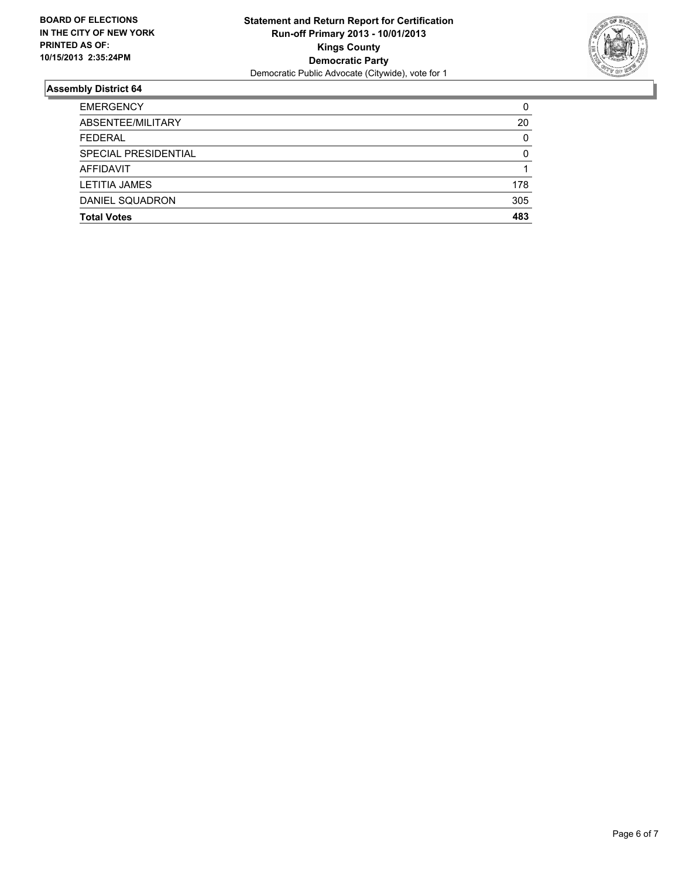**BOARD OF ELECTIONS IN THE CITY OF NEW YORK PRINTED AS OF: 10/15/2013 2:35:24PM**

**Statement and Return Report for Certification**
**Run-off Primary 2013 - 10/01/2013**
**Kings County**
**Democratic Party**
Democratic Public Advocate (Citywide), vote for 1

## Assembly District 64

| | |
|---|---|
| EMERGENCY | 0 |
| ABSENTEE/MILITARY | 20 |
| FEDERAL | 0 |
| SPECIAL PRESIDENTIAL | 0 |
| AFFIDAVIT | 1 |
| LETITIA JAMES | 178 |
| DANIEL SQUADRON | 305 |
| **Total Votes** | **483** |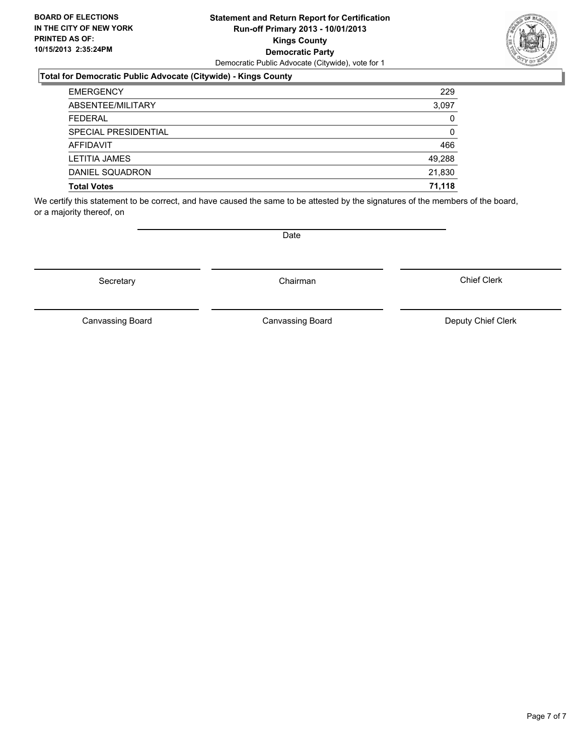**BOARD OF ELECTIONS IN THE CITY OF NEW YORK PRINTED AS OF: 10/15/2013 2:35:24PM**

**Statement and Return Report for Certification**
**Run-off Primary 2013 - 10/01/2013**
**Kings County**
**Democratic Party**
Democratic Public Advocate (Citywide), vote for 1

**Total for Democratic Public Advocate (Citywide) - Kings County**

| | |
|---|---|
| EMERGENCY | 229 |
| ABSENTEE/MILITARY | 3,097 |
| FEDERAL | 0 |
| SPECIAL PRESIDENTIAL | 0 |
| AFFIDAVIT | 466 |
| LETITIA JAMES | 49,288 |
| DANIEL SQUADRON | 21,830 |
| **Total Votes** | **71,118** |

We certify this statement to be correct, and have caused the same to be attested by the signatures of the members of the board, or a majority thereof, on

Date

Secretary

Chairman

Chief Clerk

Canvassing Board

Canvassing Board

Deputy Chief Clerk